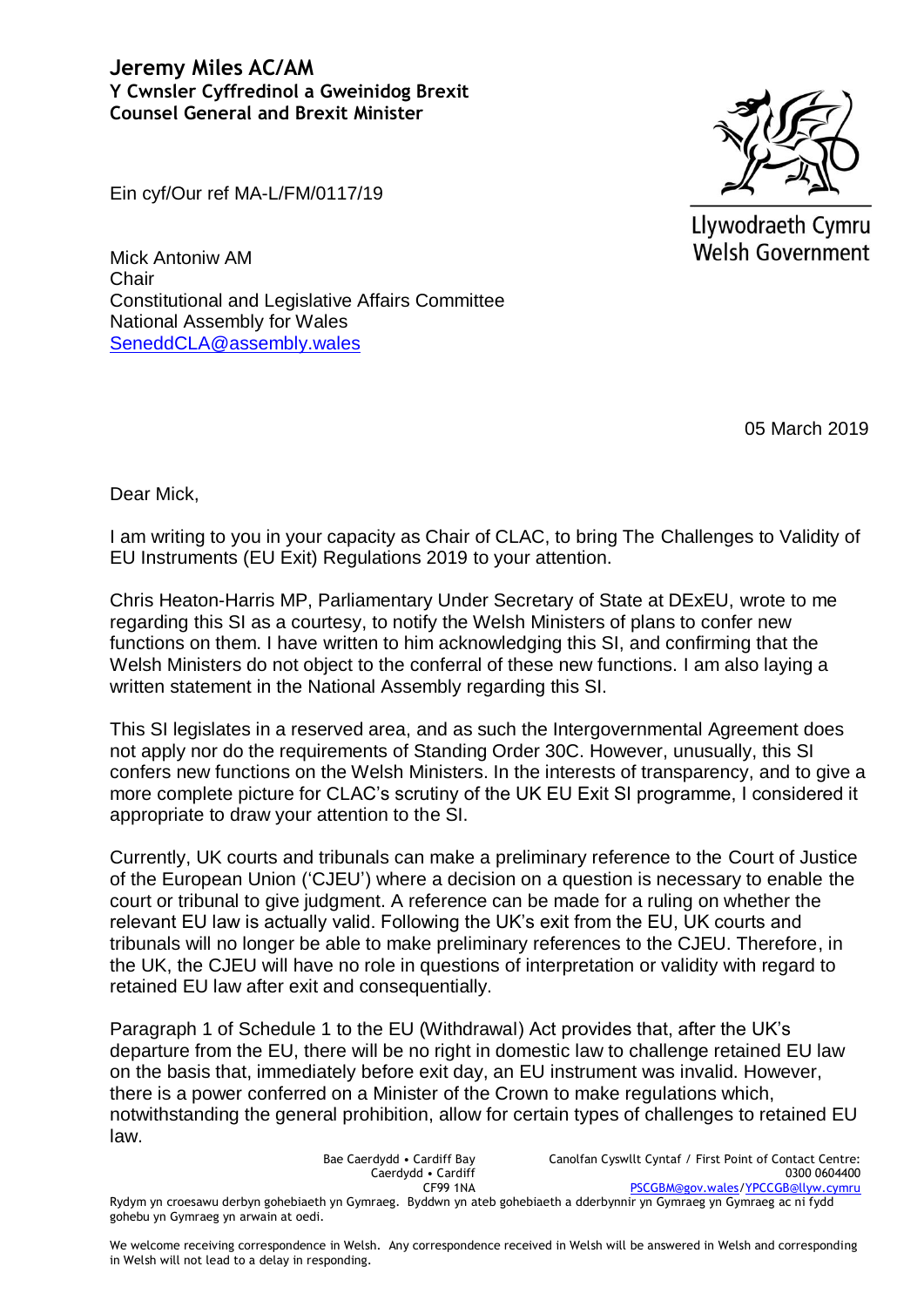**Jeremy Miles AC/AM**
**Y Cwnsler Cyffredinol a Gweinidog Brexit**
**Counsel General and Brexit Minister**

Llywodraeth Cymru
Welsh Government

Ein cyf/Our ref MA-L/FM/0117/19

Mick Antoniw AM
Chair
Constitutional and Legislative Affairs Committee
National Assembly for Wales
SeneddCLA@assembly.wales

05 March 2019

Dear Mick,

I am writing to you in your capacity as Chair of CLAC, to bring The Challenges to Validity of EU Instruments (EU Exit) Regulations 2019 to your attention.

Chris Heaton-Harris MP, Parliamentary Under Secretary of State at DExEU, wrote to me regarding this SI as a courtesy, to notify the Welsh Ministers of plans to confer new functions on them. I have written to him acknowledging this SI, and confirming that the Welsh Ministers do not object to the conferral of these new functions. I am also laying a written statement in the National Assembly regarding this SI.

This SI legislates in a reserved area, and as such the Intergovernmental Agreement does not apply nor do the requirements of Standing Order 30C. However, unusually, this SI confers new functions on the Welsh Ministers. In the interests of transparency, and to give a more complete picture for CLAC's scrutiny of the UK EU Exit SI programme, I considered it appropriate to draw your attention to the SI.

Currently, UK courts and tribunals can make a preliminary reference to the Court of Justice of the European Union ('CJEU') where a decision on a question is necessary to enable the court or tribunal to give judgment. A reference can be made for a ruling on whether the relevant EU law is actually valid. Following the UK's exit from the EU, UK courts and tribunals will no longer be able to make preliminary references to the CJEU. Therefore, in the UK, the CJEU will have no role in questions of interpretation or validity with regard to retained EU law after exit and consequentially.

Paragraph 1 of Schedule 1 to the EU (Withdrawal) Act provides that, after the UK's departure from the EU, there will be no right in domestic law to challenge retained EU law on the basis that, immediately before exit day, an EU instrument was invalid. However, there is a power conferred on a Minister of the Crown to make regulations which, notwithstanding the general prohibition, allow for certain types of challenges to retained EU law.

Bae Caerdydd • Cardiff Bay
Caerdydd • Cardiff
CF99 1NA

Canolfan Cyswllt Cyntaf / First Point of Contact Centre:
0300 0604400
PSCGBM@gov.wales/YPCCGB@llyw.cymru

Rydym yn croesawu derbyn gohebiaeth yn Gymraeg. Byddwn yn ateb gohebiaeth a dderbynnir yn Gymraeg yn Gymraeg ac ni fydd gohebu yn Gymraeg yn arwain at oedi.

We welcome receiving correspondence in Welsh. Any correspondence received in Welsh will be answered in Welsh and corresponding in Welsh will not lead to a delay in responding.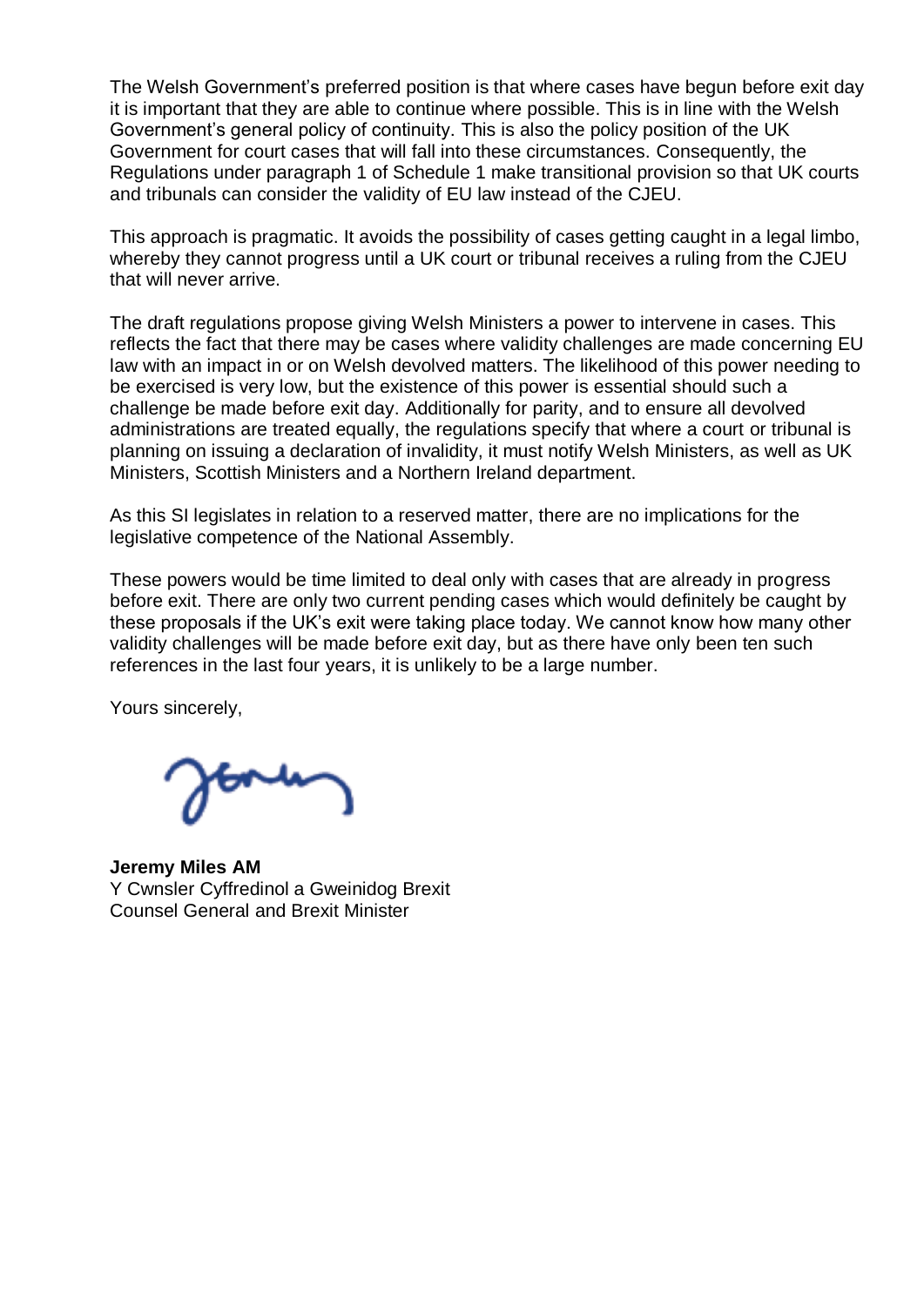The Welsh Government's preferred position is that where cases have begun before exit day it is important that they are able to continue where possible. This is in line with the Welsh Government's general policy of continuity. This is also the policy position of the UK Government for court cases that will fall into these circumstances. Consequently, the Regulations under paragraph 1 of Schedule 1 make transitional provision so that UK courts and tribunals can consider the validity of EU law instead of the CJEU.

This approach is pragmatic. It avoids the possibility of cases getting caught in a legal limbo, whereby they cannot progress until a UK court or tribunal receives a ruling from the CJEU that will never arrive.

The draft regulations propose giving Welsh Ministers a power to intervene in cases. This reflects the fact that there may be cases where validity challenges are made concerning EU law with an impact in or on Welsh devolved matters. The likelihood of this power needing to be exercised is very low, but the existence of this power is essential should such a challenge be made before exit day. Additionally for parity, and to ensure all devolved administrations are treated equally, the regulations specify that where a court or tribunal is planning on issuing a declaration of invalidity, it must notify Welsh Ministers, as well as UK Ministers, Scottish Ministers and a Northern Ireland department.

As this SI legislates in relation to a reserved matter, there are no implications for the legislative competence of the National Assembly.

These powers would be time limited to deal only with cases that are already in progress before exit. There are only two current pending cases which would definitely be caught by these proposals if the UK's exit were taking place today. We cannot know how many other validity challenges will be made before exit day, but as there have only been ten such references in the last four years, it is unlikely to be a large number.

Yours sincerely,

**Jeremy Miles AM**
Y Cwnsler Cyffredinol a Gweinidog Brexit
Counsel General and Brexit Minister